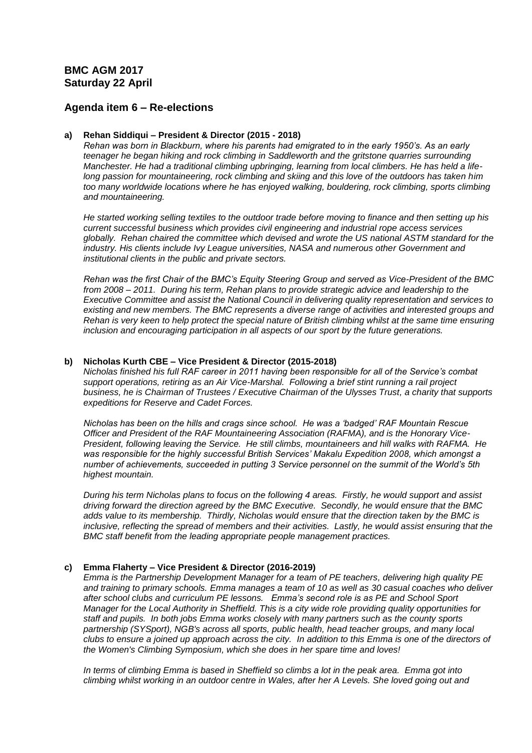## BMC AGM 2017
## Saturday 22 April

## Agenda item 6 – Re-elections

**a) Rehan Siddiqui – President & Director (2015 - 2018)**

*Rehan was born in Blackburn, where his parents had emigrated to in the early 1950's. As an early teenager he began hiking and rock climbing in Saddleworth and the gritstone quarries surrounding Manchester. He had a traditional climbing upbringing, learning from local climbers. He has held a life-long passion for mountaineering, rock climbing and skiing and this love of the outdoors has taken him too many worldwide locations where he has enjoyed walking, bouldering, rock climbing, sports climbing and mountaineering.*

*He started working selling textiles to the outdoor trade before moving to finance and then setting up his current successful business which provides civil engineering and industrial rope access services globally. Rehan chaired the committee which devised and wrote the US national ASTM standard for the industry. His clients include Ivy League universities, NASA and numerous other Government and institutional clients in the public and private sectors.*

*Rehan was the first Chair of the BMC's Equity Steering Group and served as Vice-President of the BMC from 2008 – 2011. During his term, Rehan plans to provide strategic advice and leadership to the Executive Committee and assist the National Council in delivering quality representation and services to existing and new members. The BMC represents a diverse range of activities and interested groups and Rehan is very keen to help protect the special nature of British climbing whilst at the same time ensuring inclusion and encouraging participation in all aspects of our sport by the future generations.*

**b) Nicholas Kurth CBE – Vice President & Director (2015-2018)**

*Nicholas finished his full RAF career in 2011 having been responsible for all of the Service's combat support operations, retiring as an Air Vice-Marshal. Following a brief stint running a rail project business, he is Chairman of Trustees / Executive Chairman of the Ulysses Trust, a charity that supports expeditions for Reserve and Cadet Forces.*

*Nicholas has been on the hills and crags since school. He was a 'badged' RAF Mountain Rescue Officer and President of the RAF Mountaineering Association (RAFMA), and is the Honorary Vice-President, following leaving the Service. He still climbs, mountaineers and hill walks with RAFMA. He was responsible for the highly successful British Services' Makalu Expedition 2008, which amongst a number of achievements, succeeded in putting 3 Service personnel on the summit of the World's 5th highest mountain.*

*During his term Nicholas plans to focus on the following 4 areas. Firstly, he would support and assist driving forward the direction agreed by the BMC Executive. Secondly, he would ensure that the BMC adds value to its membership. Thirdly, Nicholas would ensure that the direction taken by the BMC is inclusive, reflecting the spread of members and their activities. Lastly, he would assist ensuring that the BMC staff benefit from the leading appropriate people management practices.*

**c) Emma Flaherty – Vice President & Director (2016-2019)**

*Emma is the Partnership Development Manager for a team of PE teachers, delivering high quality PE and training to primary schools. Emma manages a team of 10 as well as 30 casual coaches who deliver after school clubs and curriculum PE lessons. Emma's second role is as PE and School Sport Manager for the Local Authority in Sheffield. This is a city wide role providing quality opportunities for staff and pupils. In both jobs Emma works closely with many partners such as the county sports partnership (SYSport), NGB's across all sports, public health, head teacher groups, and many local clubs to ensure a joined up approach across the city. In addition to this Emma is one of the directors of the Women's Climbing Symposium, which she does in her spare time and loves!*

*In terms of climbing Emma is based in Sheffield so climbs a lot in the peak area. Emma got into climbing whilst working in an outdoor centre in Wales, after her A Levels. She loved going out and*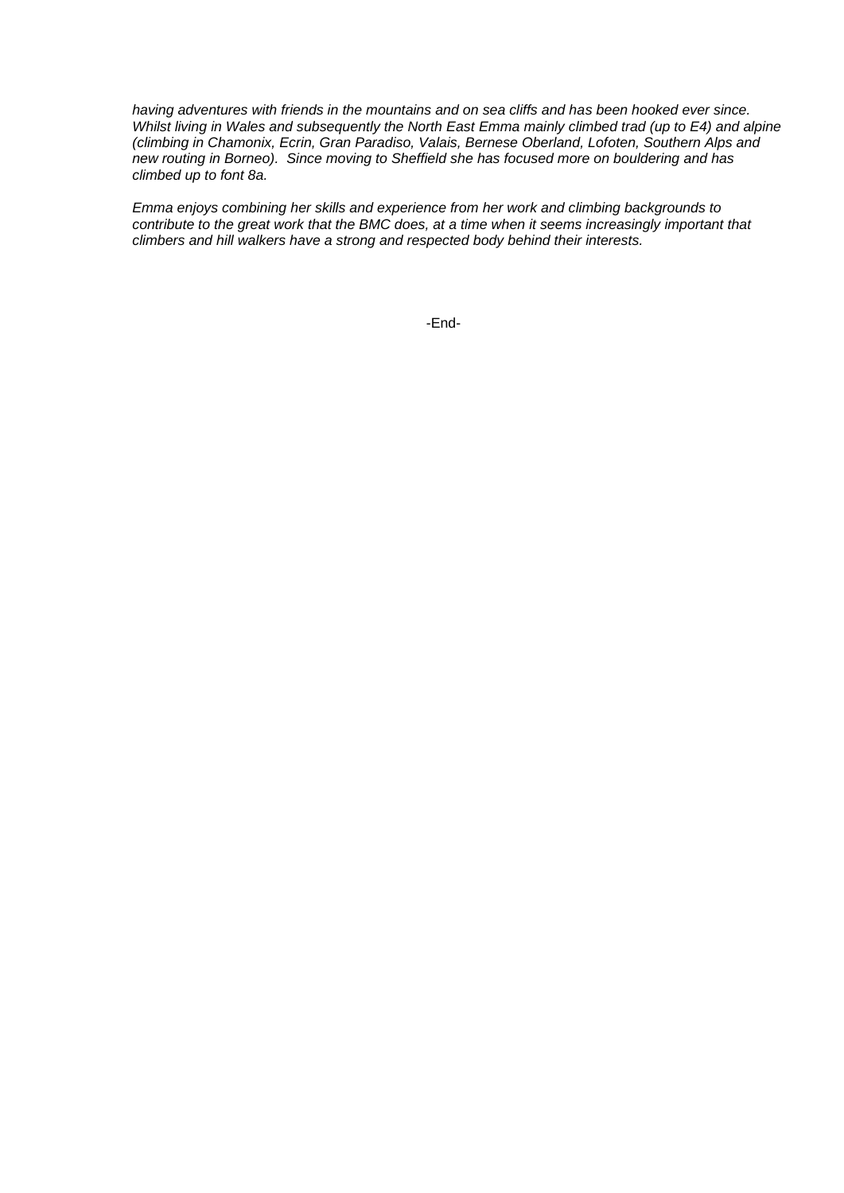*having adventures with friends in the mountains and on sea cliffs and has been hooked ever since. Whilst living in Wales and subsequently the North East Emma mainly climbed trad (up to E4) and alpine (climbing in Chamonix, Ecrin, Gran Paradiso, Valais, Bernese Oberland, Lofoten, Southern Alps and new routing in Borneo). Since moving to Sheffield she has focused more on bouldering and has climbed up to font 8a.*

*Emma enjoys combining her skills and experience from her work and climbing backgrounds to contribute to the great work that the BMC does, at a time when it seems increasingly important that climbers and hill walkers have a strong and respected body behind their interests.*

-End-